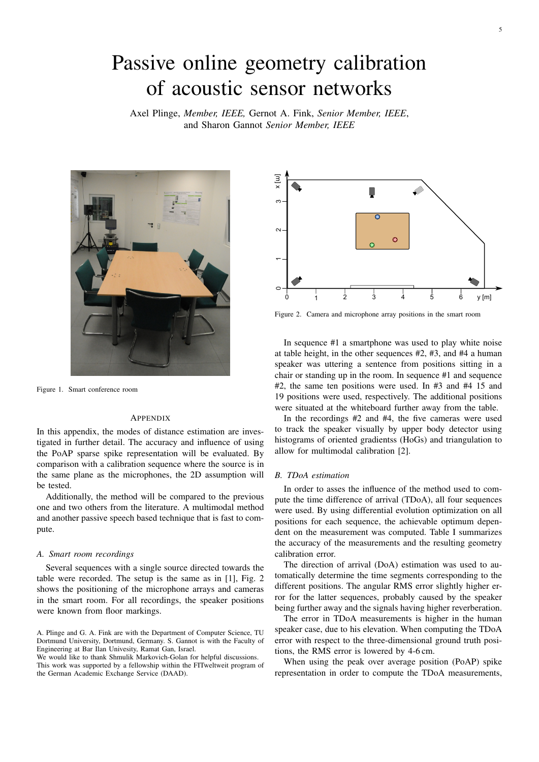# Passive online geometry calibration of acoustic sensor networks

Axel Plinge, *Member, IEEE,* Gernot A. Fink, *Senior Member, IEEE*, and Sharon Gannot *Senior Member, IEEE*

Figure 1. Smart conference room

## APPENDIX

In this appendix, the modes of distance estimation are investigated in further detail. The accuracy and influence of using the PoAP sparse spike representation will be evaluated. By comparison with a calibration sequence where the source is in the same plane as the microphones, the 2D assumption will be tested.

Additionally, the method will be compared to the previous one and two others from the literature. A multimodal method and another passive speech based technique that is fast to compute.

### *A. Smart room recordings*

Several sequences with a single source directed towards the table were recorded. The setup is the same as in [1], Fig. 2 shows the positioning of the microphone arrays and cameras in the smart room. For all recordings, the speaker positions were known from floor markings.

A. Plinge and G. A. Fink are with the Department of Computer Science, TU Dortmund University, Dortmund, Germany. S. Gannot is with the Faculty of Engineering at Bar Ilan Univesity, Ramat Gan, Israel.
We would like to thank Shmulik Markovich-Golan for helpful discussions.
This work was supported by a fellowship within the FITweltweit program of the German Academic Exchange Service (DAAD).

Figure 2. Camera and microphone array positions in the smart room

In sequence #1 a smartphone was used to play white noise at table height, in the other sequences #2, #3, and #4 a human speaker was uttering a sentence from positions sitting in a chair or standing up in the room. In sequence #1 and sequence #2, the same ten positions were used. In #3 and #4 15 and 19 positions were used, respectively. The additional positions were situated at the whiteboard further away from the table.

In the recordings #2 and #4, the five cameras were used to track the speaker visually by upper body detector using histograms of oriented gradientss (HoGs) and triangulation to allow for multimodal calibration [2].

### *B. TDoA estimation*

In order to asses the influence of the method used to compute the time difference of arrival (TDoA), all four sequences were used. By using differential evolution optimization on all positions for each sequence, the achievable optimum dependent on the measurement was computed. Table I summarizes the accuracy of the measurements and the resulting geometry calibration error.

The direction of arrival (DoA) estimation was used to automatically determine the time segments corresponding to the different positions. The angular RMS error slightly higher error for the latter sequences, probably caused by the speaker being further away and the signals having higher reverberation.

The error in TDoA measurements is higher in the human speaker case, due to his elevation. When computing the TDoA error with respect to the three-dimensional ground truth positions, the RMS error is lowered by 4-6 cm.

When using the peak over average position (PoAP) spike representation in order to compute the TDoA measurements,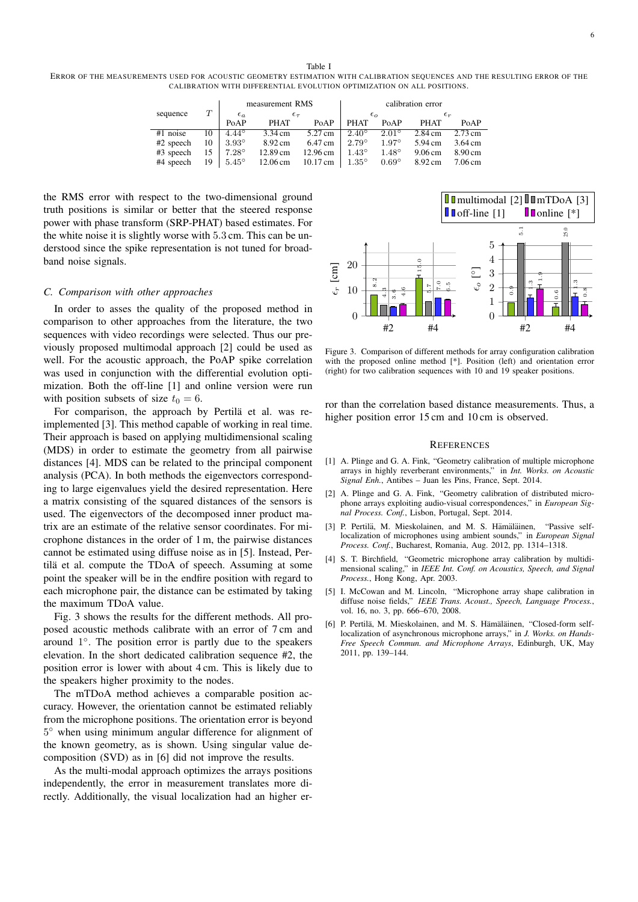Table I
ERROR OF THE MEASUREMENTS USED FOR ACOUSTIC GEOMETRY ESTIMATION WITH CALIBRATION SEQUENCES AND THE RESULTING ERROR OF THE CALIBRATION WITH DIFFERENTIAL EVOLUTION OPTIMIZATION ON ALL POSITIONS.

| sequence | $T$ | measurement RMS | | | calibration error | | | |
|---|---|---|---|---|---|---|---|---|
| | | $\epsilon_a$ | $\epsilon_\tau$ | | $\epsilon_o$ | | $\epsilon_r$ | |
| | | PoAP | PHAT | PoAP | PHAT | PoAP | PHAT | PoAP |
| #1 noise | 10 | 4.44° | 3.34 cm | 5.27 cm | 2.40° | 2.01° | 2.84 cm | 2.73 cm |
| #2 speech | 10 | 3.93° | 8.92 cm | 6.47 cm | 2.79° | 1.97° | 5.94 cm | 3.64 cm |
| #3 speech | 15 | 7.28° | 12.89 cm | 12.96 cm | 1.43° | 1.48° | 9.06 cm | 8.90 cm |
| #4 speech | 19 | 5.45° | 12.06 cm | 10.17 cm | 1.35° | 0.69° | 8.92 cm | 7.06 cm |

the RMS error with respect to the two-dimensional ground truth positions is similar or better that the steered response power with phase transform (SRP-PHAT) based estimates. For the white noise it is slightly worse with 5.3 cm. This can be understood since the spike representation is not tuned for broadband noise signals.

### C. Comparison with other approaches

In order to asses the quality of the proposed method in comparison to other approaches from the literature, the two sequences with video recordings were selected. Thus our previously proposed multimodal approach [2] could be used as well. For the acoustic approach, the PoAP spike correlation was used in conjunction with the differential evolution optimization. Both the off-line [1] and online version were run with position subsets of size $t_0 = 6$.

For comparison, the approach by Pertilä et al. was re-implemented [3]. This method capable of working in real time. Their approach is based on applying multidimensional scaling (MDS) in order to estimate the geometry from all pairwise distances [4]. MDS can be related to the principal component analysis (PCA). In both methods the eigenvectors corresponding to large eigenvalues yield the desired representation. Here a matrix consisting of the squared distances of the sensors is used. The eigenvectors of the decomposed inner product matrix are an estimate of the relative sensor coordinates. For microphone distances in the order of 1 m, the pairwise distances cannot be estimated using diffuse noise as in [5]. Instead, Pertilä et al. compute the TDoA of speech. Assuming at some point the speaker will be in the endfire position with regard to each microphone pair, the distance can be estimated by taking the maximum TDoA value.

Fig. 3 shows the results for the different methods. All proposed acoustic methods calibrate with an error of 7 cm and around 1°. The position error is partly due to the speakers elevation. In the short dedicated calibration sequence #2, the position error is lower with about 4 cm. This is likely due to the speakers higher proximity to the nodes.

The mTDoA method achieves a comparable position accuracy. However, the orientation cannot be estimated reliably from the microphone positions. The orientation error is beyond 5° when using minimum angular difference for alignment of the known geometry, as is shown. Using singular value decomposition (SVD) as in [6] did not improve the results.

As the multi-modal approach optimizes the arrays positions independently, the error in measurement translates more directly. Additionally, the visual localization had an higher error than the correlation based distance measurements. Thus, a higher position error 15 cm and 10 cm is observed.

multimodal [2] mTDoA [3]
off-line [1] online [*]

$\epsilon_r$ [cm]
0 10 20
8.2 4.3 3.6 4.6 15.0 5.7 7.0 6.5
#2 #4

$\epsilon_o$ [°]
0 1 2 3 4 5
0.9 5.1 1.3 1.9 0.6 25.0 1.3 0.8
#2 #4

Figure 3. Comparison of different methods for array configuration calibration with the proposed online method [*]. Position (left) and orientation error (right) for two calibration sequences with 10 and 19 speaker positions.

## REFERENCES

[1] A. Plinge and G. A. Fink, "Geometry calibration of multiple microphone arrays in highly reverberant environments," in *Int. Works. on Acoustic Signal Enh.*, Antibes – Juan les Pins, France, Sept. 2014.

[2] A. Plinge and G. A. Fink, "Geometry calibration of distributed microphone arrays exploiting audio-visual correspondences," in *European Signal Process. Conf.*, Lisbon, Portugal, Sept. 2014.

[3] P. Pertilä, M. Mieskolainen, and M. S. Hämäläinen, "Passive self-localization of microphones using ambient sounds," in *European Signal Process. Conf.*, Bucharest, Romania, Aug. 2012, pp. 1314–1318.

[4] S. T. Birchfield, "Geometric microphone array calibration by multidimensional scaling," in *IEEE Int. Conf. on Acoustics, Speech, and Signal Process.*, Hong Kong, Apr. 2003.

[5] I. McCowan and M. Lincoln, "Microphone array shape calibration in diffuse noise fields," *IEEE Trans. Acoust., Speech, Language Process.*, vol. 16, no. 3, pp. 666–670, 2008.

[6] P. Pertilä, M. Mieskolainen, and M. S. Hämäläinen, "Closed-form self-localization of asynchronous microphone arrays," in *J. Works. on Hands-Free Speech Commun. and Microphone Arrays*, Edinburgh, UK, May 2011, pp. 139–144.